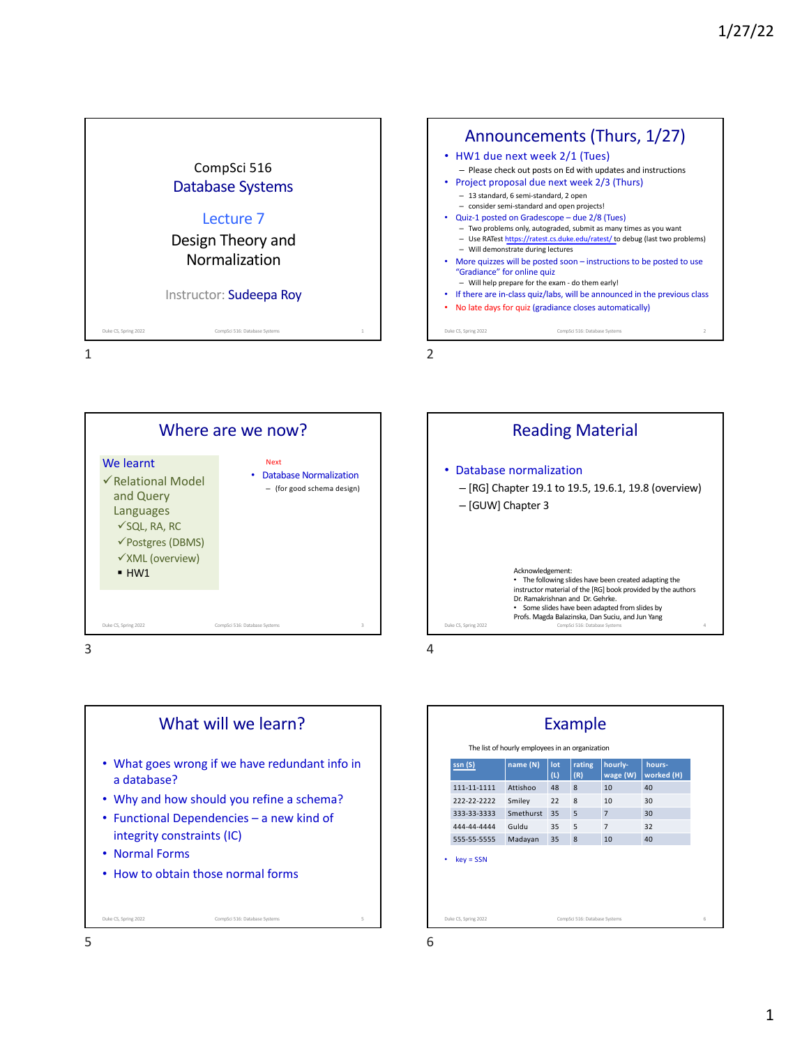## CompSci 516 Database Systems

### Lecture 7

Design Theory and Normalization

Instructor: Sudeepa Roy

## Announcements (Thurs, 1/27)

- HW1 due next week 2/1 (Tues)
  - Please check out posts on Ed with updates and instructions
- Project proposal due next week 2/3 (Thurs)
  - 13 standard, 6 semi-standard, 2 open
  - consider semi-standard and open projects!
- Quiz-1 posted on Gradescope – due 2/8 (Tues)
  - Two problems only, autograded, submit as many times as you want
  - Use RATest https://ratest.cs.duke.edu/ratest/ to debug (last two problems)
  - Will demonstrate during lectures
- More quizzes will be posted soon – instructions to be posted to use "Gradiance" for online quiz
  - Will help prepare for the exam - do them early!
- If there are in-class quiz/labs, will be announced in the previous class
- No late days for quiz (gradiance closes automatically)

## Where are we now?

We learnt

- ✓ Relational Model and Query Languages
  - ✓ SQL, RA, RC
  - ✓ Postgres (DBMS)
  - ✓ XML (overview)
  - HW1

Next

- Database Normalization
  - (for good schema design)

## Reading Material

- Database normalization
  - [RG] Chapter 19.1 to 19.5, 19.6.1, 19.8 (overview)
  - [GUW] Chapter 3

Acknowledgement:

- The following slides have been created adapting the instructor material of the [RG] book provided by the authors Dr. Ramakrishnan and Dr. Gehrke.
- Some slides have been adapted from slides by Profs. Magda Balazinska, Dan Suciu, and Jun Yang

## What will we learn?

- What goes wrong if we have redundant info in a database?
- Why and how should you refine a schema?
- Functional Dependencies – a new kind of integrity constraints (IC)
- Normal Forms
- How to obtain those normal forms

## Example

The list of hourly employees in an organization

| ssn (S) | name (N) | lot (L) | rating (R) | hourly-wage (W) | hours-worked (H) |
|---|---|---|---|---|---|
| 111-11-1111 | Attishoo | 48 | 8 | 10 | 40 |
| 222-22-2222 | Smiley | 22 | 8 | 10 | 30 |
| 333-33-3333 | Smethurst | 35 | 5 | 7 | 30 |
| 444-44-4444 | Guldu | 35 | 5 | 7 | 32 |
| 555-55-5555 | Madayan | 35 | 8 | 10 | 40 |

- key = SSN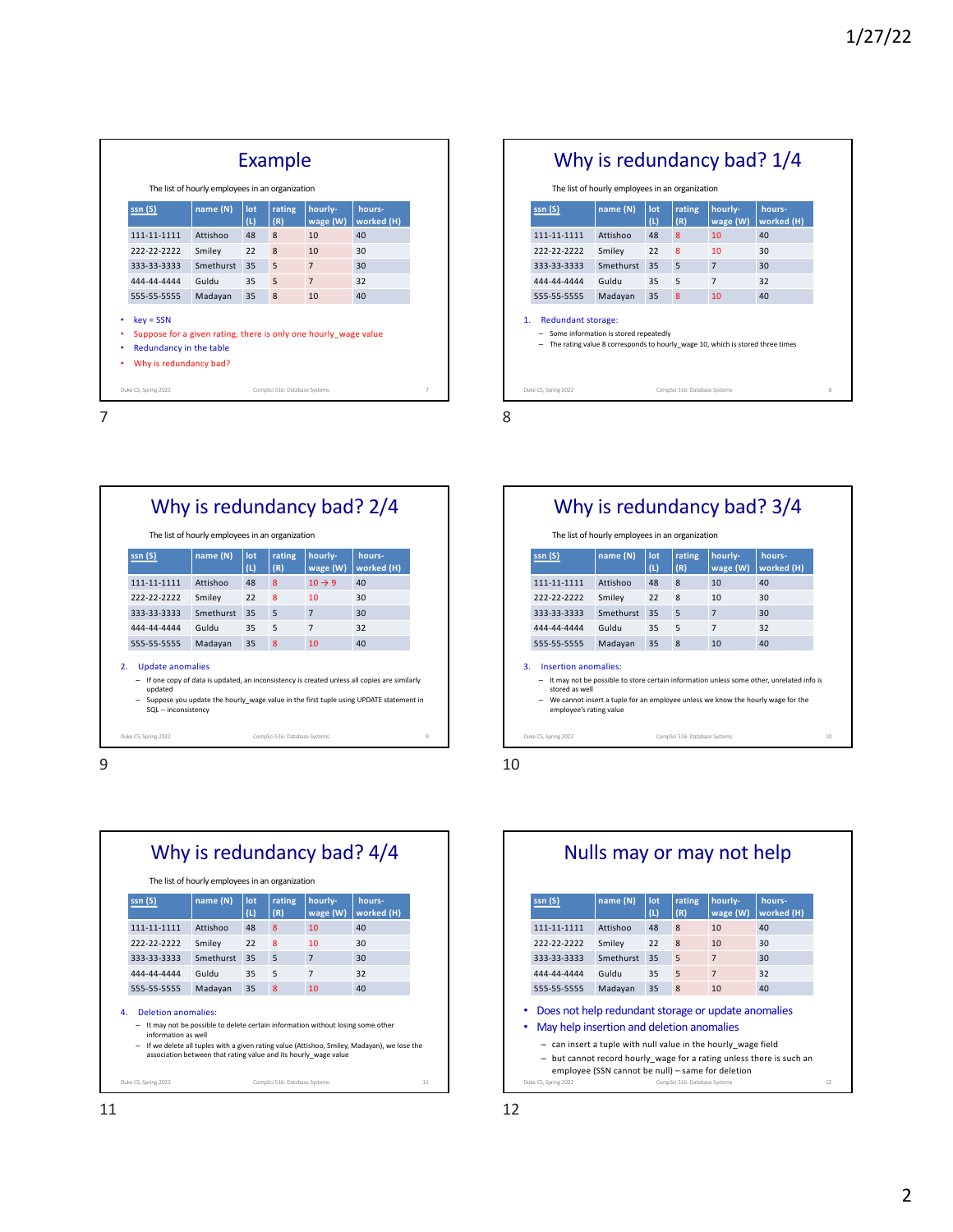## Example

The list of hourly employees in an organization

| ssn (S) | name (N) | lot (L) | rating (R) | hourly-wage (W) | hours-worked (H) |
|---|---|---|---|---|---|
| 111-11-1111 | Attishoo | 48 | 8 | 10 | 40 |
| 222-22-2222 | Smiley | 22 | 8 | 10 | 30 |
| 333-33-3333 | Smethurst | 35 | 5 | 7 | 30 |
| 444-44-4444 | Guldu | 35 | 5 | 7 | 32 |
| 555-55-5555 | Madayan | 35 | 8 | 10 | 40 |

- key = SSN
- Suppose for a given rating, there is only one hourly_wage value
- Redundancy in the table
- Why is redundancy bad?

## Why is redundancy bad? 1/4

The list of hourly employees in an organization

| ssn (S) | name (N) | lot (L) | rating (R) | hourly-wage (W) | hours-worked (H) |
|---|---|---|---|---|---|
| 111-11-1111 | Attishoo | 48 | 8 | 10 | 40 |
| 222-22-2222 | Smiley | 22 | 8 | 10 | 30 |
| 333-33-3333 | Smethurst | 35 | 5 | 7 | 30 |
| 444-44-4444 | Guldu | 35 | 5 | 7 | 32 |
| 555-55-5555 | Madayan | 35 | 8 | 10 | 40 |

1. Redundant storage:
   - Some information is stored repeatedly
   - The rating value 8 corresponds to hourly_wage 10, which is stored three times

## Why is redundancy bad? 2/4

The list of hourly employees in an organization

| ssn (S) | name (N) | lot (L) | rating (R) | hourly-wage (W) | hours-worked (H) |
|---|---|---|---|---|---|
| 111-11-1111 | Attishoo | 48 | 8 | 10 → 9 | 40 |
| 222-22-2222 | Smiley | 22 | 8 | 10 | 30 |
| 333-33-3333 | Smethurst | 35 | 5 | 7 | 30 |
| 444-44-4444 | Guldu | 35 | 5 | 7 | 32 |
| 555-55-5555 | Madayan | 35 | 8 | 10 | 40 |

2. Update anomalies
   - If one copy of data is updated, an inconsistency is created unless all copies are similarly updated
   - Suppose you update the hourly_wage value in the first tuple using UPDATE statement in SQL -- inconsistency

## Why is redundancy bad? 3/4

The list of hourly employees in an organization

| ssn (S) | name (N) | lot (L) | rating (R) | hourly-wage (W) | hours-worked (H) |
|---|---|---|---|---|---|
| 111-11-1111 | Attishoo | 48 | 8 | 10 | 40 |
| 222-22-2222 | Smiley | 22 | 8 | 10 | 30 |
| 333-33-3333 | Smethurst | 35 | 5 | 7 | 30 |
| 444-44-4444 | Guldu | 35 | 5 | 7 | 32 |
| 555-55-5555 | Madayan | 35 | 8 | 10 | 40 |

3. Insertion anomalies:
   - It may not be possible to store certain information unless some other, unrelated info is stored as well
   - We cannot insert a tuple for an employee unless we know the hourly wage for the employee's rating value

## Why is redundancy bad? 4/4

The list of hourly employees in an organization

| ssn (S) | name (N) | lot (L) | rating (R) | hourly-wage (W) | hours-worked (H) |
|---|---|---|---|---|---|
| 111-11-1111 | Attishoo | 48 | 8 | 10 | 40 |
| 222-22-2222 | Smiley | 22 | 8 | 10 | 30 |
| 333-33-3333 | Smethurst | 35 | 5 | 7 | 30 |
| 444-44-4444 | Guldu | 35 | 5 | 7 | 32 |
| 555-55-5555 | Madayan | 35 | 8 | 10 | 40 |

4. Deletion anomalies:
   - It may not be possible to delete certain information without losing some other information as well
   - If we delete all tuples with a given rating value (Attishoo, Smiley, Madayan), we lose the association between that rating value and its hourly_wage value

## Nulls may or may not help

| ssn (S) | name (N) | lot (L) | rating (R) | hourly-wage (W) | hours-worked (H) |
|---|---|---|---|---|---|
| 111-11-1111 | Attishoo | 48 | 8 | 10 | 40 |
| 222-22-2222 | Smiley | 22 | 8 | 10 | 30 |
| 333-33-3333 | Smethurst | 35 | 5 | 7 | 30 |
| 444-44-4444 | Guldu | 35 | 5 | 7 | 32 |
| 555-55-5555 | Madayan | 35 | 8 | 10 | 40 |

- Does not help redundant storage or update anomalies
- May help insertion and deletion anomalies
  - can insert a tuple with null value in the hourly_wage field
  - but cannot record hourly_wage for a rating unless there is such an employee (SSN cannot be null) – same for deletion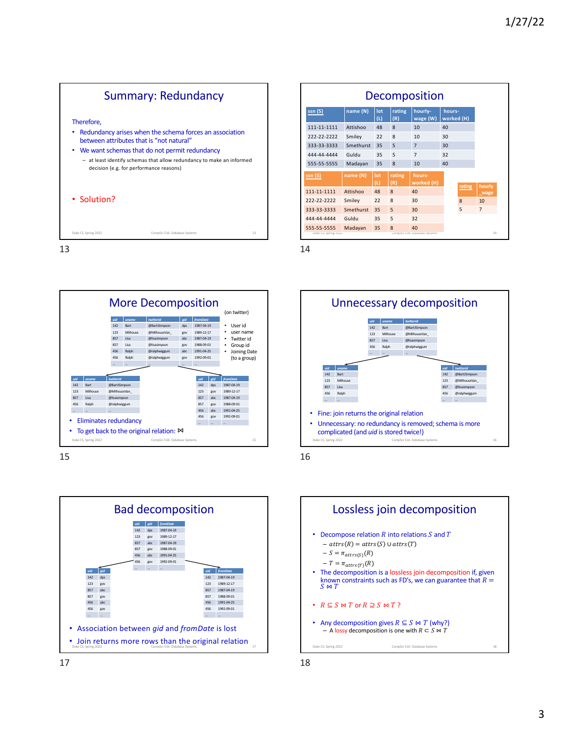## Summary: Redundancy

Therefore,

- Redundancy arises when the schema forces an association between attributes that is "not natural"
- We want schemas that do not permit redundancy
  - at least identify schemas that allow redundancy to make an informed decision (e.g. for performance reasons)

- Solution?

## Decomposition

| ssn (S) | name (N) | lot (L) | rating (R) | hourly-wage (W) | hours-worked (H) |
|---|---|---|---|---|---|
| 111-11-1111 | Attishoo | 48 | 8 | 10 | 40 |
| 222-22-2222 | Smiley | 22 | 8 | 10 | 30 |
| 333-33-3333 | Smethurst | 35 | 5 | 7 | 30 |
| 444-44-4444 | Guldu | 35 | 5 | 7 | 32 |
| 555-55-5555 | Madayan | 35 | 8 | 10 | 40 |

| ssn (S) | name (N) | lot (L) | rating (R) | hours-worked (H) |
|---|---|---|---|---|
| 111-11-1111 | Attishoo | 48 | 8 | 40 |
| 222-22-2222 | Smiley | 22 | 8 | 30 |
| 333-33-3333 | Smethurst | 35 | 5 | 30 |
| 444-44-4444 | Guldu | 35 | 5 | 32 |
| 555-55-5555 | Madayan | 35 | 8 | 40 |

| rating | hourly_wage |
|---|---|
| 8 | 10 |
| 5 | 7 |

## More Decomposition

(on twitter)

- User id
- user name
- Twitter id
- Group id
- Joining Date (to a group)

| uid | uname | twitterid | gid | fromDate |
|---|---|---|---|---|
| 142 | Bart | @BartJSimpson | dps | 1987-04-19 |
| 123 | Milhouse | @MilhouseVan_ | gov | 1989-12-17 |
| 857 | Lisa | @lisasimpson | abc | 1987-04-19 |
| 857 | Lisa | @lisasimpson | gov | 1988-09-01 |
| 456 | Ralph | @ralphwiggum | abc | 1991-04-25 |
| 456 | Ralph | @ralphwiggum | gov | 1992-09-01 |
| ... | ... | ... | ... | ... |

| uid | uname | twitterid |
|---|---|---|
| 142 | Bart | @BartJSimpson |
| 123 | Milhouse | @MilhouseVan_ |
| 857 | Lisa | @lisasimpson |
| 456 | Ralph | @ralphwiggum |
| ... | ... | ... |

| uid | gid | fromDate |
|---|---|---|
| 142 | dps | 1987-04-19 |
| 123 | gov | 1989-12-17 |
| 857 | abc | 1987-04-19 |
| 857 | gov | 1988-09-01 |
| 456 | abc | 1991-04-25 |
| 456 | gov | 1992-09-01 |
| ... | ... | ... |

- Eliminates redundancy
- To get back to the original relation: ⋈

## Unnecessary decomposition

| uid | uname | twitterid |
|---|---|---|
| 142 | Bart | @BartJSimpson |
| 123 | Milhouse | @MilhouseVan_ |
| 857 | Lisa | @lisasimpson |
| 456 | Ralph | @ralphwiggum |
| ... | ... | ... |

| uid | uname |
|---|---|
| 142 | Bart |
| 123 | Milhouse |
| 857 | Lisa |
| 456 | Ralph |
| ... | ... |

| uid | twitterid |
|---|---|
| 142 | @BartJSimpson |
| 123 | @MilhouseVan_ |
| 857 | @lisasimpson |
| 456 | @ralphwiggum |
| ... | ... |

- Fine: join returns the original relation
- Unnecessary: no redundancy is removed; schema is more complicated (and *uid* is stored twice!)

## Bad decomposition

| uid | gid | fromDate |
|---|---|---|
| 142 | dps | 1987-04-19 |
| 123 | gov | 1989-12-17 |
| 857 | abc | 1987-04-19 |
| 857 | gov | 1988-09-01 |
| 456 | abc | 1991-04-25 |
| 456 | gov | 1992-09-01 |
| ... | ... | ... |

| uid | gid |
|---|---|
| 142 | dps |
| 123 | gov |
| 857 | abc |
| 857 | gov |
| 456 | abc |
| 456 | gov |
| ... | ... |

| uid | fromDate |
|---|---|
| 142 | 1987-04-19 |
| 123 | 1989-12-17 |
| 857 | 1987-04-19 |
| 857 | 1988-09-01 |
| 456 | 1991-04-25 |
| 456 | 1992-09-01 |
| ... | ... |

- Association between *gid* and *fromDate* is lost
- Join returns more rows than the original relation

## Lossless join decomposition

- Decompose relation $R$ into relations $S$ and $T$
  - $attrs(R) = attrs(S) \cup attrs(T)$
  - $S = \pi_{attrs(S)}(R)$
  - $T = \pi_{attrs(T)}(R)$
- The decomposition is a lossless join decomposition if, given known constraints such as FD's, we can guarantee that $R = S \bowtie T$

- $R \subseteq S \bowtie T$ or $R \supseteq S \bowtie T$ ?

- Any decomposition gives $R \subseteq S \bowtie T$ (why?)
  - A lossy decomposition is one with $R \subset S \bowtie T$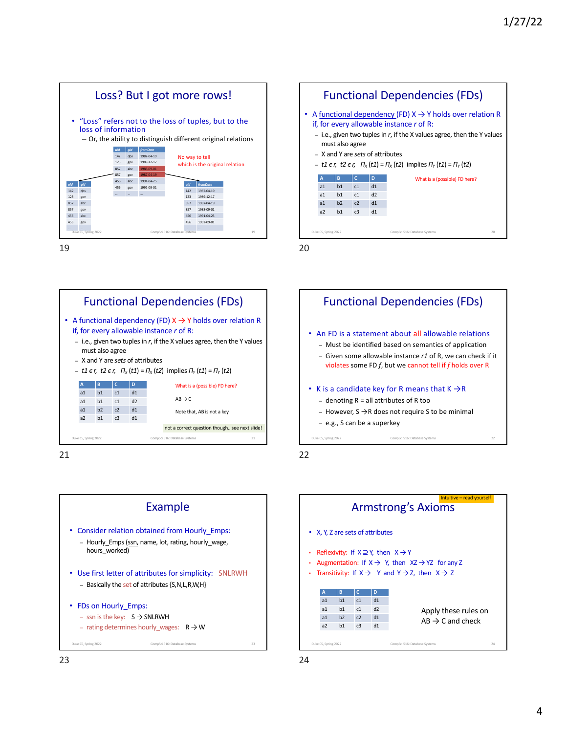## Loss? But I got more rows!

- "Loss" refers not to the loss of tuples, but to the loss of information
  - Or, the ability to distinguish different original relations

| uid | gid | fromDate |
|---|---|---|
| 142 | dps | 1987-04-19 |
| 123 | gov | 1989-12-17 |
| 857 | abc | 1988-09-01 |
| 857 | gov | 1987-04-19 |
| 456 | abc | 1991-04-25 |
| 456 | gov | 1992-09-01 |
| ... | ... | ... |

No way to tell which is the original relation

| uid | gid |
|---|---|
| 142 | dps |
| 123 | gov |
| 857 | abc |
| 857 | gov |
| 456 | abc |
| 456 | gov |
| ... | ... |

| uid | fromDate |
|---|---|
| 142 | 1987-04-19 |
| 123 | 1989-12-17 |
| 857 | 1987-04-19 |
| 857 | 1988-09-01 |
| 456 | 1991-04-25 |
| 456 | 1992-09-01 |
| ... | ... |

## Functional Dependencies (FDs)

- A functional dependency (FD) $X \rightarrow Y$ holds over relation R if, for every allowable instance *r* of R:
  - i.e., given two tuples in *r*, if the X values agree, then the Y values must also agree
  - X and Y are *sets* of attributes
  - $t1 \in r,\ t2 \in r,\ \Pi_X(t1) = \Pi_X(t2)$ implies $\Pi_Y(t1) = \Pi_Y(t2)$

| A | B | C | D |
|---|---|---|---|
| a1 | b1 | c1 | d1 |
| a1 | b1 | c1 | d2 |
| a1 | b2 | c2 | d1 |
| a2 | b1 | c3 | d1 |

What is a (possible) FD here?

## Functional Dependencies (FDs)

- A functional dependency (FD) $X \rightarrow Y$ holds over relation R if, for every allowable instance *r* of R:
  - i.e., given two tuples in *r*, if the X values agree, then the Y values must also agree
  - X and Y are *sets* of attributes
  - $t1 \in r,\ t2 \in r,\ \Pi_X(t1) = \Pi_X(t2)$ implies $\Pi_Y(t1) = \Pi_Y(t2)$

| A | B | C | D |
|---|---|---|---|
| a1 | b1 | c1 | d1 |
| a1 | b1 | c1 | d2 |
| a1 | b2 | c2 | d1 |
| a2 | b1 | c3 | d1 |

What is a (possible) FD here?

$AB \rightarrow C$

Note that, AB is not a key

not a correct question though.. see next slide!

## Functional Dependencies (FDs)

- An FD is a statement about all allowable relations
  - Must be identified based on semantics of application
  - Given some allowable instance *r1* of R, we can check if it violates some FD *f*, but we cannot tell if *f* holds over R
- K is a candidate key for R means that $K \rightarrow R$
  - denoting R = all attributes of R too
  - However, $S \rightarrow R$ does not require S to be minimal
  - e.g., S can be a superkey

## Example

- Consider relation obtained from Hourly_Emps:
  - Hourly_Emps (ssn, name, lot, rating, hourly_wage, hours_worked)
- Use first letter of attributes for simplicity: SNLRWH
  - Basically the set of attributes {S,N,L,R,W,H}
- FDs on Hourly_Emps:
  - ssn is the key: $S \rightarrow SNLRWH$
  - rating determines hourly_wages: $R \rightarrow W$

## Armstrong's Axioms

Intuitive – read yourself

- X, Y, Z are sets of attributes
- Reflexivity: If $X \supseteq Y$, then $X \rightarrow Y$
- Augmentation: If $X \rightarrow Y$, then $XZ \rightarrow YZ$ for any Z
- Transitivity: If $X \rightarrow Y$ and $Y \rightarrow Z$, then $X \rightarrow Z$

| A | B | C | D |
|---|---|---|---|
| a1 | b1 | c1 | d1 |
| a1 | b1 | c1 | d2 |
| a1 | b2 | c2 | d1 |
| a2 | b1 | c3 | d1 |

Apply these rules on $AB \rightarrow C$ and check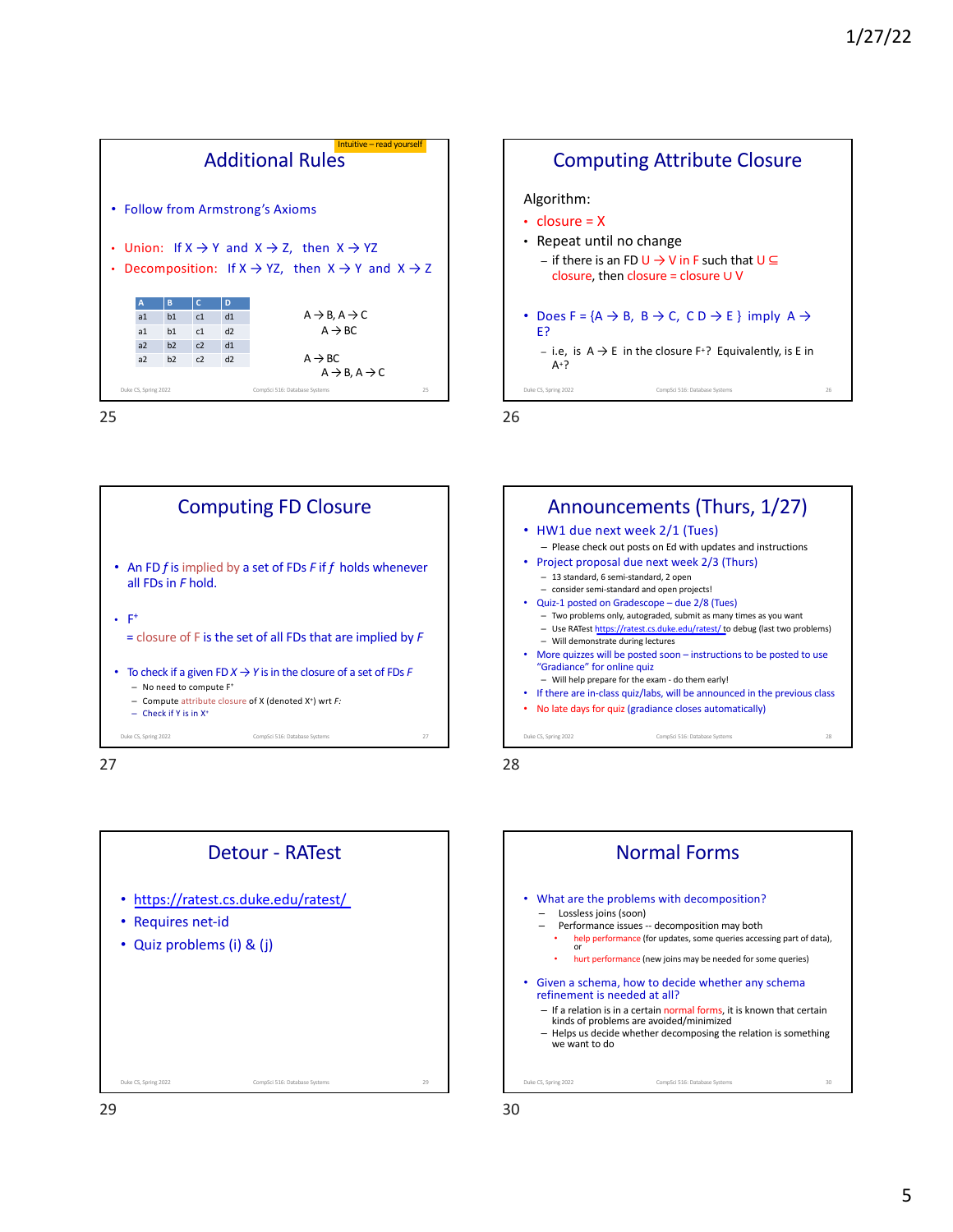## Additional Rules

Intuitive – read yourself

- Follow from Armstrong's Axioms
- Union: If X → Y and X → Z, then X → YZ
- Decomposition: If X → YZ, then X → Y and X → Z

| A | B | C | D |
|---|---|---|---|
| a1 | b1 | c1 | d1 |
| a1 | b1 | c1 | d2 |
| a2 | b2 | c2 | d1 |
| a2 | b2 | c2 | d2 |

A → B, A → C
A → BC

A → BC
A → B, A → C

## Computing Attribute Closure

Algorithm:

- closure = X
- Repeat until no change
  - if there is an FD U → V in F such that U ⊆ closure, then closure = closure ∪ V
- Does F = {A → B, B → C, C D → E } imply A → E?
  - i.e, is A → E in the closure $F^+$? Equivalently, is E in $A^+$?

## Computing FD Closure

- An FD *f* is implied by a set of FDs *F* if *f* holds whenever all FDs in *F* hold.
- $F^+$
  = closure of F is the set of all FDs that are implied by *F*
- To check if a given FD *X* → *Y* is in the closure of a set of FDs *F*
  - No need to compute $F^+$
  - Compute attribute closure of X (denoted $X^+$) wrt *F:*
  - Check if Y is in $X^+$

## Announcements (Thurs, 1/27)

- HW1 due next week 2/1 (Tues)
  - Please check out posts on Ed with updates and instructions
- Project proposal due next week 2/3 (Thurs)
  - 13 standard, 6 semi-standard, 2 open
  - consider semi-standard and open projects!
- Quiz-1 posted on Gradescope – due 2/8 (Tues)
  - Two problems only, autograded, submit as many times as you want
  - Use RATest https://ratest.cs.duke.edu/ratest/ to debug (last two problems)
  - Will demonstrate during lectures
- More quizzes will be posted soon – instructions to be posted to use "Gradiance" for online quiz
  - Will help prepare for the exam - do them early!
- If there are in-class quiz/labs, will be announced in the previous class
- No late days for quiz (gradiance closes automatically)

## Detour - RATest

- https://ratest.cs.duke.edu/ratest/
- Requires net-id
- Quiz problems (i) & (j)

## Normal Forms

- What are the problems with decomposition?
  - Lossless joins (soon)
  - Performance issues -- decomposition may both
    - help performance (for updates, some queries accessing part of data), or
    - hurt performance (new joins may be needed for some queries)
- Given a schema, how to decide whether any schema refinement is needed at all?
  - If a relation is in a certain normal forms, it is known that certain kinds of problems are avoided/minimized
  - Helps us decide whether decomposing the relation is something we want to do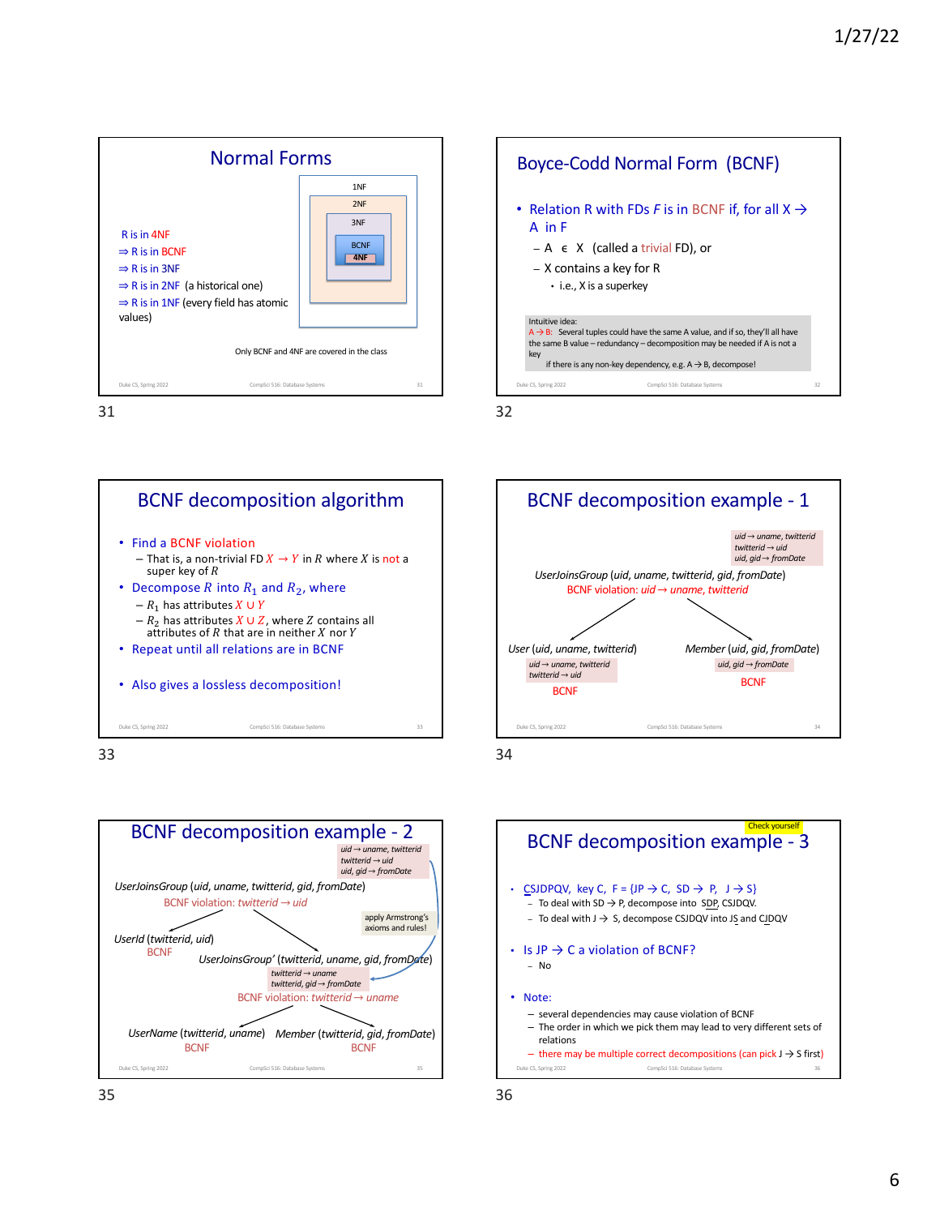## Normal Forms

R is in 4NF
⇒ R is in BCNF
⇒ R is in 3NF
⇒ R is in 2NF (a historical one)
⇒ R is in 1NF (every field has atomic values)

1NF
2NF
3NF
BCNF
4NF

Only BCNF and 4NF are covered in the class

## Boyce-Codd Normal Form (BCNF)

- Relation R with FDs *F* is in BCNF if, for all X → A in F
  - A ∈ X (called a trivial FD), or
  - X contains a key for R
    - i.e., X is a superkey

Intuitive idea:
A → B: Several tuples could have the same A value, and if so, they'll all have the same B value – redundancy – decomposition may be needed if A is not a key
if there is any non-key dependency, e.g. A → B, decompose!

## BCNF decomposition algorithm

- Find a BCNF violation
  - That is, a non-trivial FD $X \rightarrow Y$ in $R$ where $X$ is not a super key of $R$
- Decompose $R$ into $R_1$ and $R_2$, where
  - $R_1$ has attributes $X \cup Y$
  - $R_2$ has attributes $X \cup Z$, where $Z$ contains all attributes of $R$ that are in neither $X$ nor $Y$
- Repeat until all relations are in BCNF
- Also gives a lossless decomposition!

## BCNF decomposition example - 1

*uid → uname, twitterid*
*twitterid → uid*
*uid, gid → fromDate*

*UserJoinsGroup* (*uid, uname, twitterid, gid, fromDate*)
BCNF violation: *uid → uname, twitterid*

*User* (*uid, uname, twitterid*)
*uid → uname, twitterid*
*twitterid → uid*
BCNF

*Member* (*uid, gid, fromDate*)
*uid, gid → fromDate*
BCNF

## BCNF decomposition example - 2

*uid → uname, twitterid*
*twitterid → uid*
*uid, gid → fromDate*

*UserJoinsGroup* (*uid, uname, twitterid, gid, fromDate*)
BCNF violation: *twitterid → uid*

apply Armstrong's axioms and rules!

*UserId* (*twitterid, uid*)
BCNF

*UserJoinsGroup'* (*twitterid, uname, gid, fromDate*)
*twitterid → uname*
*twitterid, gid → fromDate*
BCNF violation: *twitterid → uname*

*UserName* (*twitterid, uname*)
BCNF

*Member* (*twitterid, gid, fromDate*)
BCNF

## BCNF decomposition example - 3

Check yourself

- CSJDPQV, key C, F = {JP → C, SD → P, J → S}
  - To deal with SD → P, decompose into SDP, CSJDQV.
  - To deal with J → S, decompose CSJDQV into JS and CJDQV
- Is JP → C a violation of BCNF?
  - No
- Note:
  - several dependencies may cause violation of BCNF
  - The order in which we pick them may lead to very different sets of relations
  - there may be multiple correct decompositions (can pick J → S first)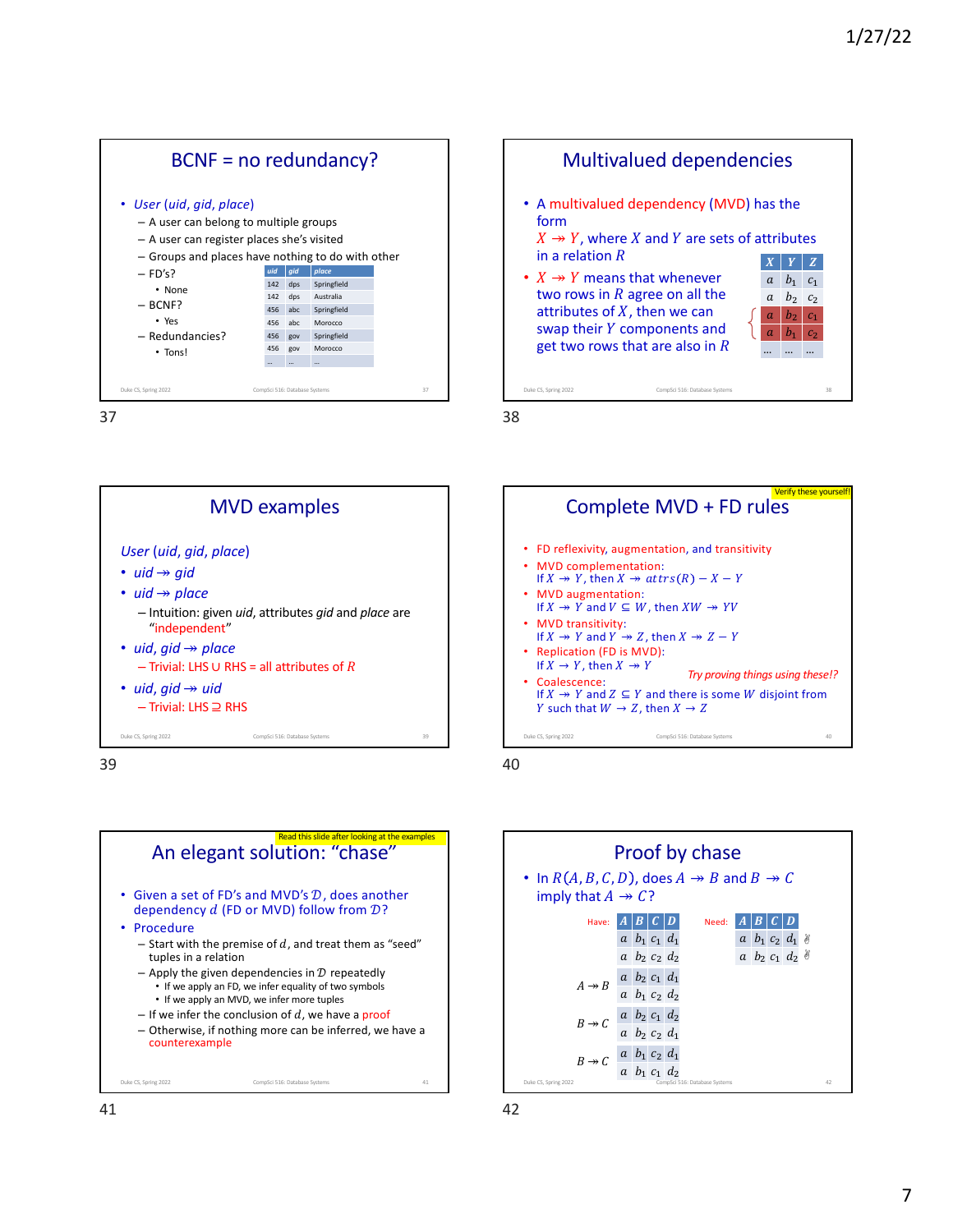## BCNF = no redundancy?

- *User* (*uid*, *gid*, *place*)
  - A user can belong to multiple groups
  - A user can register places she's visited
  - Groups and places have nothing to do with other
  - FD's?
    - None
  - BCNF?
    - Yes
  - Redundancies?
    - Tons!

| uid | gid | place |
|---|---|---|
| 142 | dps | Springfield |
| 142 | dps | Australia |
| 456 | abc | Springfield |
| 456 | abc | Morocco |
| 456 | gov | Springfield |
| 456 | gov | Morocco |
| ... | ... | ... |

## Multivalued dependencies

- A multivalued dependency (MVD) has the form $X \twoheadrightarrow Y$, where $X$ and $Y$ are sets of attributes in a relation $R$
- $X \twoheadrightarrow Y$ means that whenever two rows in $R$ agree on all the attributes of $X$, then we can swap their $Y$ components and get two rows that are also in $R$

| $X$ | $Y$ | $Z$ |
|---|---|---|
| $a$ | $b_1$ | $c_1$ |
| $a$ | $b_2$ | $c_2$ |
| $a$ | $b_2$ | $c_1$ |
| $a$ | $b_1$ | $c_2$ |
| ... | ... | ... |

## MVD examples

*User* (*uid*, *gid*, *place*)

- *uid* $\twoheadrightarrow$ *gid*
- *uid* $\twoheadrightarrow$ *place*
  - Intuition: given *uid*, attributes *gid* and *place* are "independent"
- *uid*, *gid* $\twoheadrightarrow$ *place*
  - Trivial: LHS ∪ RHS = all attributes of $R$
- *uid*, *gid* $\twoheadrightarrow$ *uid*
  - Trivial: LHS ⊇ RHS

## Complete MVD + FD rules

Verify these yourself!

- FD reflexivity, augmentation, and transitivity
- MVD complementation: If $X \twoheadrightarrow Y$, then $X \twoheadrightarrow attrs(R) - X - Y$
- MVD augmentation: If $X \twoheadrightarrow Y$ and $V \subseteq W$, then $XW \twoheadrightarrow YV$
- MVD transitivity: If $X \twoheadrightarrow Y$ and $Y \twoheadrightarrow Z$, then $X \twoheadrightarrow Z - Y$
- Replication (FD is MVD): If $X \rightarrow Y$, then $X \twoheadrightarrow Y$
- Coalescence: If $X \twoheadrightarrow Y$ and $Z \subseteq Y$ and there is some $W$ disjoint from $Y$ such that $W \rightarrow Z$, then $X \rightarrow Z$

*Try proving things using these!?*

## An elegant solution: "chase"

Read this slide after looking at the examples

- Given a set of FD's and MVD's $\mathcal{D}$, does another dependency $d$ (FD or MVD) follow from $\mathcal{D}$?
- Procedure
  - Start with the premise of $d$, and treat them as "seed" tuples in a relation
  - Apply the given dependencies in $\mathcal{D}$ repeatedly
    - If we apply an FD, we infer equality of two symbols
    - If we apply an MVD, we infer more tuples
  - If we infer the conclusion of $d$, we have a proof
  - Otherwise, if nothing more can be inferred, we have a counterexample

## Proof by chase

- In $R(A, B, C, D)$, does $A \twoheadrightarrow B$ and $B \twoheadrightarrow C$ imply that $A \twoheadrightarrow C$?

Have:

| | $A$ | $B$ | $C$ | $D$ |
|---|---|---|---|---|
| | $a$ | $b_1$ | $c_1$ | $d_1$ |
| | $a$ | $b_2$ | $c_2$ | $d_2$ |
| $A \twoheadrightarrow B$ | $a$ | $b_2$ | $c_1$ | $d_1$ |
| | $a$ | $b_1$ | $c_2$ | $d_2$ |
| $B \twoheadrightarrow C$ | $a$ | $b_2$ | $c_1$ | $d_2$ |
| | $a$ | $b_2$ | $c_2$ | $d_1$ |
| $B \twoheadrightarrow C$ | $a$ | $b_1$ | $c_2$ | $d_1$ |
| | $a$ | $b_1$ | $c_1$ | $d_2$ |

Need:

| $A$ | $B$ | $C$ | $D$ |
|---|---|---|---|
| $a$ | $b_1$ | $c_2$ | $d_1$ |
| $a$ | $b_2$ | $c_1$ | $d_2$ |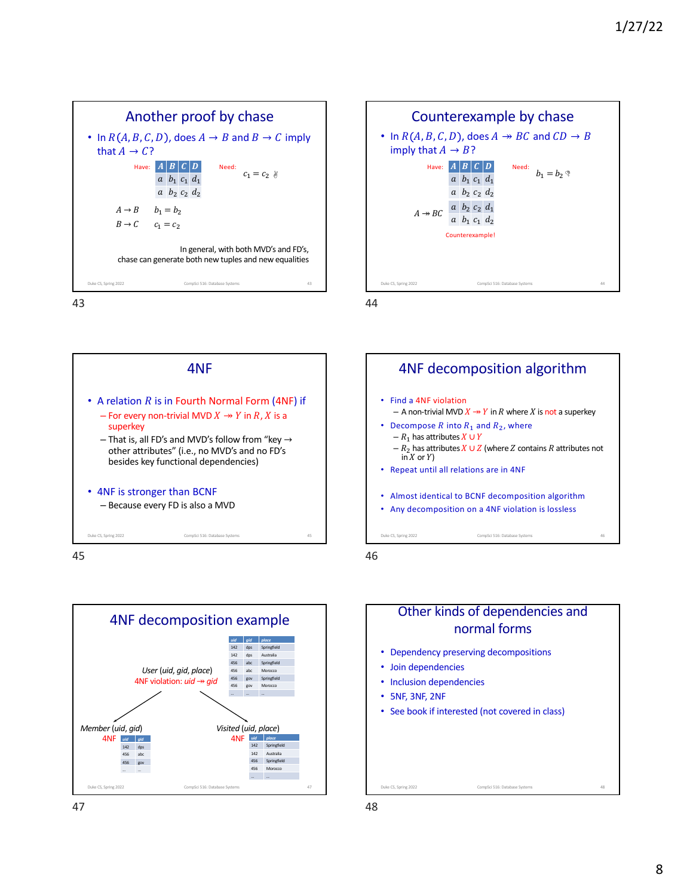## Another proof by chase

- In $R(A, B, C, D)$, does $A \rightarrow B$ and $B \rightarrow C$ imply that $A \rightarrow C$?

Have:

| $A$ | $B$ | $C$ | $D$ |
|---|---|---|---|
| $a$ | $b_1$ | $c_1$ | $d_1$ |
| $a$ | $b_2$ | $c_2$ | $d_2$ |

Need: $c_1 = c_2$ ✌

$A \rightarrow B$ $\quad b_1 = b_2$

$B \rightarrow C$ $\quad c_1 = c_2$

In general, with both MVD's and FD's, chase can generate both new tuples and new equalities

## Counterexample by chase

- In $R(A, B, C, D)$, does $A \twoheadrightarrow BC$ and $CD \rightarrow B$ imply that $A \rightarrow B$?

Have:

| $A$ | $B$ | $C$ | $D$ |
|---|---|---|---|
| $a$ | $b_1$ | $c_1$ | $d_1$ |
| $a$ | $b_2$ | $c_2$ | $d_2$ |
| $a$ | $b_2$ | $c_2$ | $d_1$ |
| $a$ | $b_1$ | $c_1$ | $d_2$ |

(last two rows generated by $A \twoheadrightarrow BC$)

Need: $b_1 = b_2$ 👎

Counterexample!

## 4NF

- A relation $R$ is in Fourth Normal Form (4NF) if
  - For every non-trivial MVD $X \twoheadrightarrow Y$ in $R$, $X$ is a superkey
  - That is, all FD's and MVD's follow from "key → other attributes" (i.e., no MVD's and no FD's besides key functional dependencies)
- 4NF is stronger than BCNF
  - Because every FD is also a MVD

## 4NF decomposition algorithm

- Find a 4NF violation
  - A non-trivial MVD $X \twoheadrightarrow Y$ in $R$ where $X$ is not a superkey
- Decompose $R$ into $R_1$ and $R_2$, where
  - $R_1$ has attributes $X \cup Y$
  - $R_2$ has attributes $X \cup Z$ (where $Z$ contains $R$ attributes not in $X$ or $Y$)
- Repeat until all relations are in 4NF
- Almost identical to BCNF decomposition algorithm
- Any decomposition on a 4NF violation is lossless

## 4NF decomposition example

*User* (*uid*, *gid*, *place*)
4NF violation: *uid* ↠ *gid*

| uid | gid | place |
|---|---|---|
| 142 | dps | Springfield |
| 142 | dps | Australia |
| 456 | abc | Springfield |
| 456 | abc | Morocco |
| 456 | gov | Springfield |
| 456 | gov | Morocco |
| ... | ... | ... |

*Member* (*uid*, *gid*) — 4NF

| uid | gid |
|---|---|
| 142 | dps |
| 456 | abc |
| 456 | gov |
| ... | ... |

*Visited* (*uid*, *place*) — 4NF

| uid | place |
|---|---|
| 142 | Springfield |
| 142 | Australia |
| 456 | Springfield |
| 456 | Morocco |
| ... | ... |

## Other kinds of dependencies and normal forms

- Dependency preserving decompositions
- Join dependencies
- Inclusion dependencies
- 5NF, 3NF, 2NF
- See book if interested (not covered in class)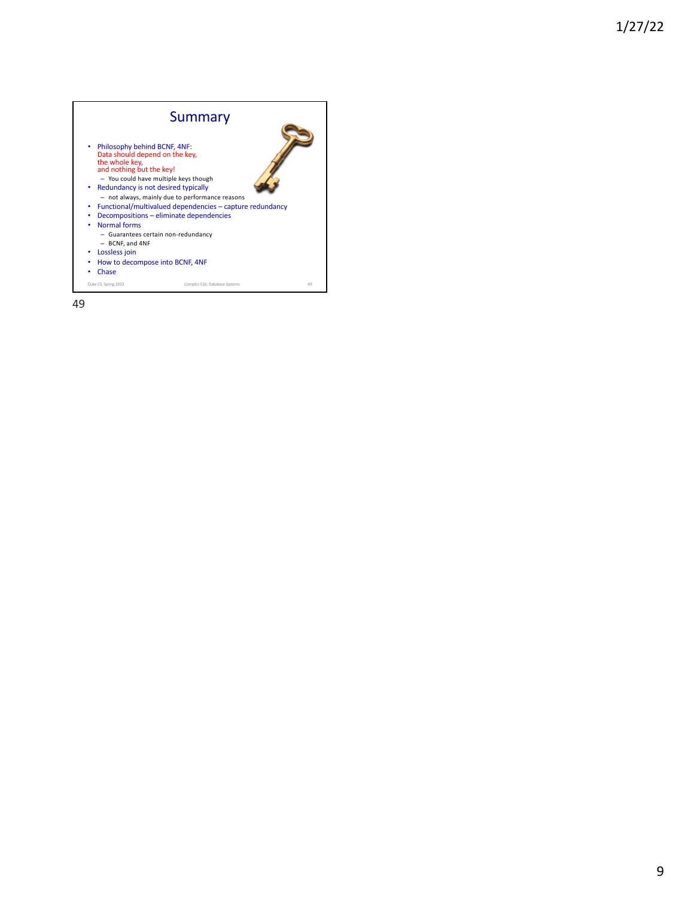# Summary

- Philosophy behind BCNF, 4NF:
  Data should depend on the key,
  the whole key,
  and nothing but the key!
  - You could have multiple keys though
- Redundancy is not desired typically
  - not always, mainly due to performance reasons
- Functional/multivalued dependencies – capture redundancy
- Decompositions – eliminate dependencies
- Normal forms
  - Guarantees certain non-redundancy
  - BCNF, and 4NF
- Lossless join
- How to decompose into BCNF, 4NF
- Chase